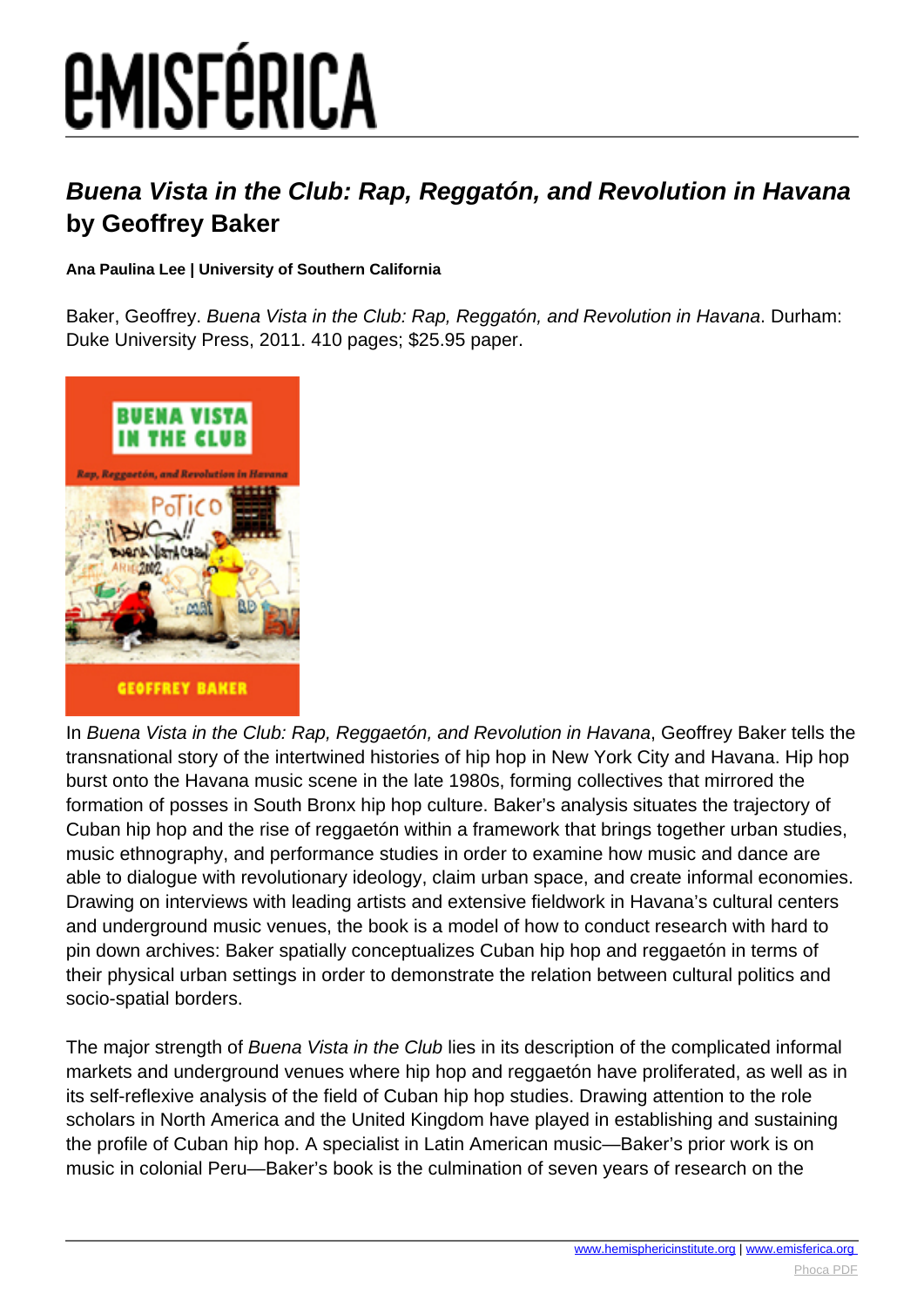# e-MISFÉRICA

## *Buena Vista in the Club: Rap, Reggatón, and Revolution in Havana* by Geoffrey Baker

**Ana Paulina Lee | University of Southern California**

Baker, Geoffrey. *Buena Vista in the Club: Rap, Reggatón, and Revolution in Havana*. Durham: Duke University Press, 2011. 410 pages; $25.95 paper.

In *Buena Vista in the Club: Rap, Reggaetón, and Revolution in Havana*, Geoffrey Baker tells the transnational story of the intertwined histories of hip hop in New York City and Havana. Hip hop burst onto the Havana music scene in the late 1980s, forming collectives that mirrored the formation of posses in South Bronx hip hop culture. Baker's analysis situates the trajectory of Cuban hip hop and the rise of reggaetón within a framework that brings together urban studies, music ethnography, and performance studies in order to examine how music and dance are able to dialogue with revolutionary ideology, claim urban space, and create informal economies. Drawing on interviews with leading artists and extensive fieldwork in Havana's cultural centers and underground music venues, the book is a model of how to conduct research with hard to pin down archives: Baker spatially conceptualizes Cuban hip hop and reggaetón in terms of their physical urban settings in order to demonstrate the relation between cultural politics and socio-spatial borders.

The major strength of *Buena Vista in the Club* lies in its description of the complicated informal markets and underground venues where hip hop and reggaetón have proliferated, as well as in its self-reflexive analysis of the field of Cuban hip hop studies. Drawing attention to the role scholars in North America and the United Kingdom have played in establishing and sustaining the profile of Cuban hip hop. A specialist in Latin American music—Baker's prior work is on music in colonial Peru—Baker's book is the culmination of seven years of research on the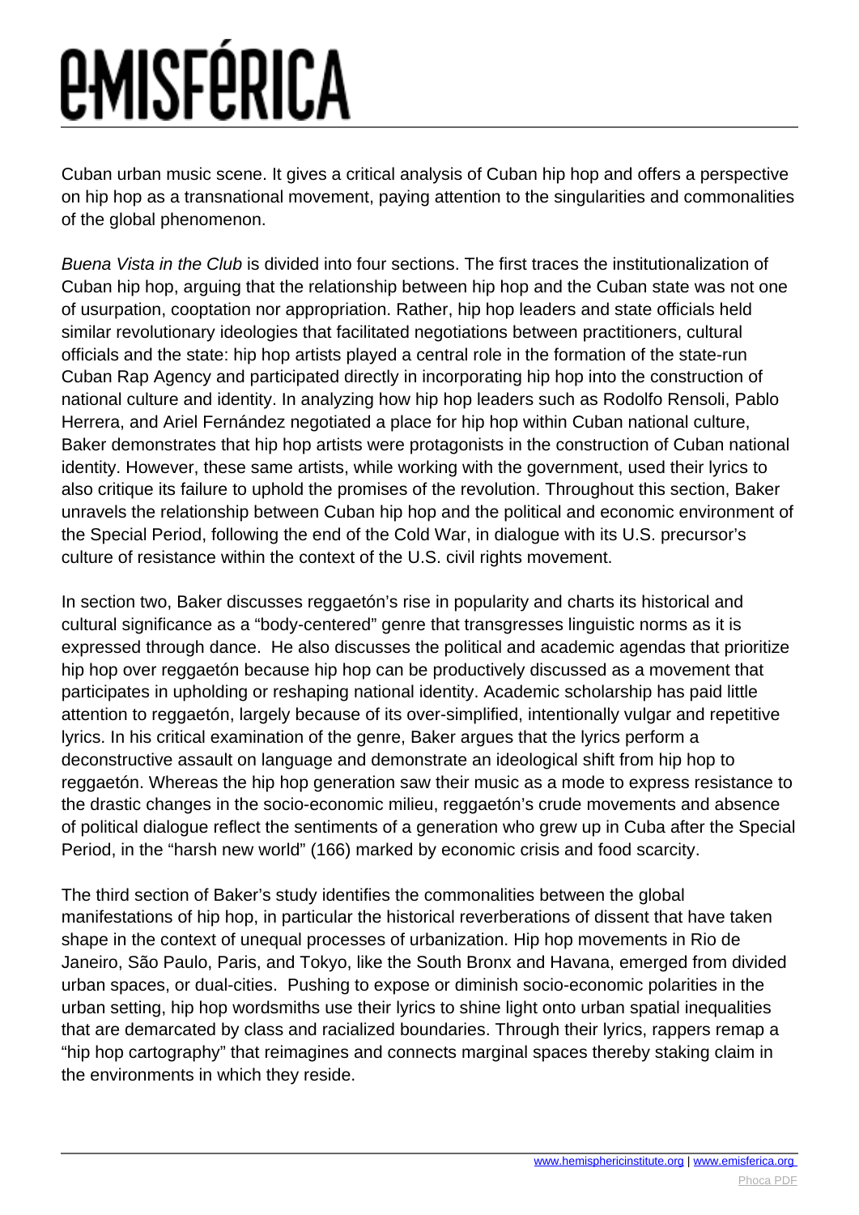Cuban urban music scene. It gives a critical analysis of Cuban hip hop and offers a perspective on hip hop as a transnational movement, paying attention to the singularities and commonalities of the global phenomenon.

*Buena Vista in the Club* is divided into four sections. The first traces the institutionalization of Cuban hip hop, arguing that the relationship between hip hop and the Cuban state was not one of usurpation, cooptation nor appropriation. Rather, hip hop leaders and state officials held similar revolutionary ideologies that facilitated negotiations between practitioners, cultural officials and the state: hip hop artists played a central role in the formation of the state-run Cuban Rap Agency and participated directly in incorporating hip hop into the construction of national culture and identity. In analyzing how hip hop leaders such as Rodolfo Rensoli, Pablo Herrera, and Ariel Fernández negotiated a place for hip hop within Cuban national culture, Baker demonstrates that hip hop artists were protagonists in the construction of Cuban national identity. However, these same artists, while working with the government, used their lyrics to also critique its failure to uphold the promises of the revolution. Throughout this section, Baker unravels the relationship between Cuban hip hop and the political and economic environment of the Special Period, following the end of the Cold War, in dialogue with its U.S. precursor's culture of resistance within the context of the U.S. civil rights movement.

In section two, Baker discusses reggaetón's rise in popularity and charts its historical and cultural significance as a "body-centered" genre that transgresses linguistic norms as it is expressed through dance. He also discusses the political and academic agendas that prioritize hip hop over reggaetón because hip hop can be productively discussed as a movement that participates in upholding or reshaping national identity. Academic scholarship has paid little attention to reggaetón, largely because of its over-simplified, intentionally vulgar and repetitive lyrics. In his critical examination of the genre, Baker argues that the lyrics perform a deconstructive assault on language and demonstrate an ideological shift from hip hop to reggaetón. Whereas the hip hop generation saw their music as a mode to express resistance to the drastic changes in the socio-economic milieu, reggaetón's crude movements and absence of political dialogue reflect the sentiments of a generation who grew up in Cuba after the Special Period, in the "harsh new world" (166) marked by economic crisis and food scarcity.

The third section of Baker's study identifies the commonalities between the global manifestations of hip hop, in particular the historical reverberations of dissent that have taken shape in the context of unequal processes of urbanization. Hip hop movements in Rio de Janeiro, São Paulo, Paris, and Tokyo, like the South Bronx and Havana, emerged from divided urban spaces, or dual-cities. Pushing to expose or diminish socio-economic polarities in the urban setting, hip hop wordsmiths use their lyrics to shine light onto urban spatial inequalities that are demarcated by class and racialized boundaries. Through their lyrics, rappers remap a "hip hop cartography" that reimagines and connects marginal spaces thereby staking claim in the environments in which they reside.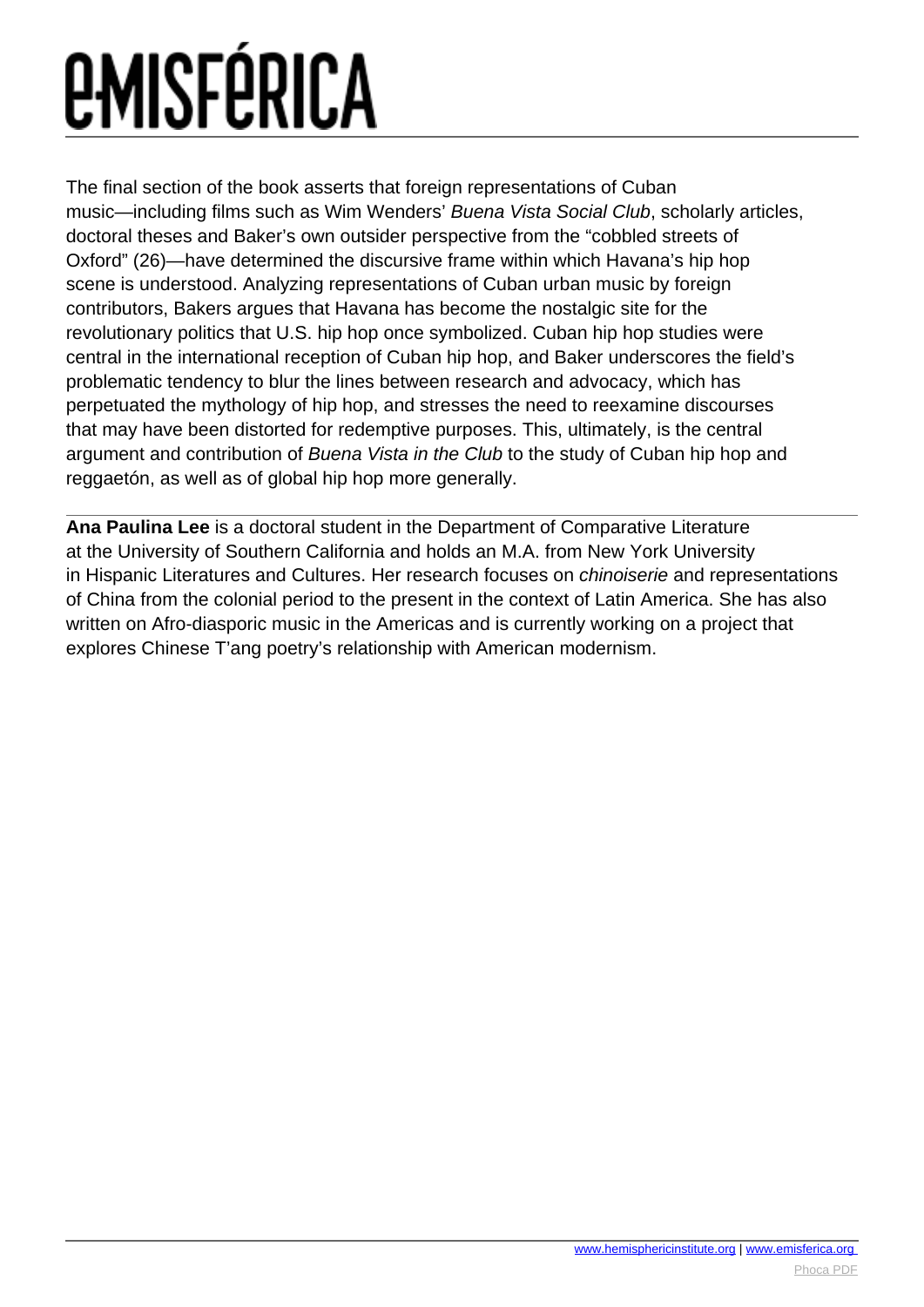The final section of the book asserts that foreign representations of Cuban music—including films such as Wim Wenders' *Buena Vista Social Club*, scholarly articles, doctoral theses and Baker's own outsider perspective from the "cobbled streets of Oxford" (26)—have determined the discursive frame within which Havana's hip hop scene is understood. Analyzing representations of Cuban urban music by foreign contributors, Bakers argues that Havana has become the nostalgic site for the revolutionary politics that U.S. hip hop once symbolized. Cuban hip hop studies were central in the international reception of Cuban hip hop, and Baker underscores the field's problematic tendency to blur the lines between research and advocacy, which has perpetuated the mythology of hip hop, and stresses the need to reexamine discourses that may have been distorted for redemptive purposes. This, ultimately, is the central argument and contribution of *Buena Vista in the Club* to the study of Cuban hip hop and reggaetón, as well as of global hip hop more generally.

---

**Ana Paulina Lee** is a doctoral student in the Department of Comparative Literature at the University of Southern California and holds an M.A. from New York University in Hispanic Literatures and Cultures. Her research focuses on *chinoiserie* and representations of China from the colonial period to the present in the context of Latin America. She has also written on Afro-diasporic music in the Americas and is currently working on a project that explores Chinese T'ang poetry's relationship with American modernism.